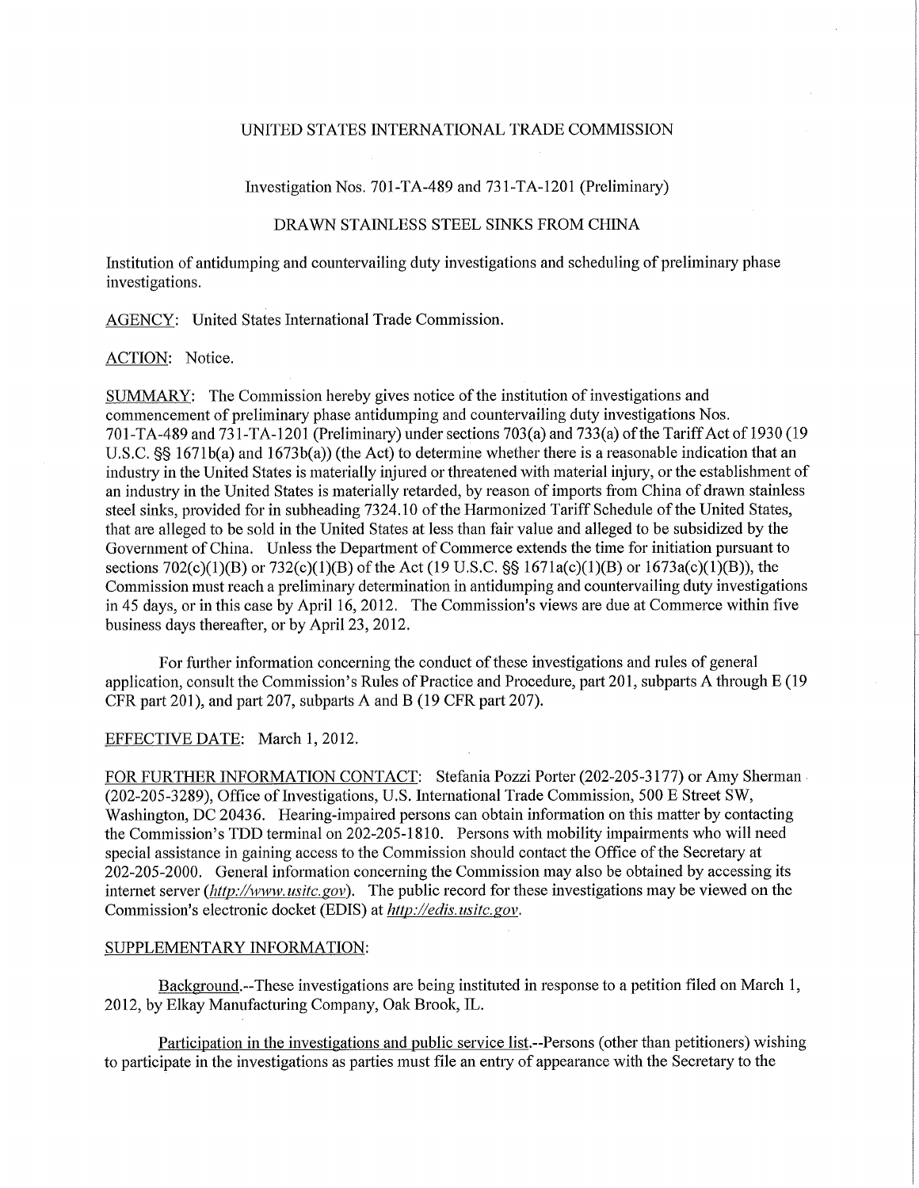UNITED STATES INTERNATIONAL TRADE COMMISSION

Investigation Nos. 701-TA-489 and 731-TA-1201 (Preliminary)

DRAWN STAINLESS STEEL SINKS FROM CHINA

Institution of antidumping and countervailing duty investigations and scheduling of preliminary phase investigations.

AGENCY: United States International Trade Commission.

ACTION: Notice.

SUMMARY: The Commission hereby gives notice of the institution of investigations and commencement of preliminary phase antidumping and countervailing duty investigations Nos. 701-TA-489 and 731-TA-1201 (Preliminary) under sections 703(a) and 733(a) of the Tariff Act of 1930 (19 U.S.C. §§ 1671b(a) and 1673b(a)) (the Act) to determine whether there is a reasonable indication that an industry in the United States is materially injured or threatened with material injury, or the establishment of an industry in the United States is materially retarded, by reason of imports from China of drawn stainless steel sinks, provided for in subheading 7324.10 of the Harmonized Tariff Schedule of the United States, that are alleged to be sold in the United States at less than fair value and alleged to be subsidized by the Government of China. Unless the Department of Commerce extends the time for initiation pursuant to sections 702(c)(1)(B) or 732(c)(1)(B) of the Act (19 U.S.C. §§ 1671a(c)(1)(B) or 1673a(c)(1)(B)), the Commission must reach a preliminary determination in antidumping and countervailing duty investigations in 45 days, or in this case by April 16, 2012. The Commission's views are due at Commerce within five business days thereafter, or by April 23, 2012.

For further information concerning the conduct of these investigations and rules of general application, consult the Commission's Rules of Practice and Procedure, part 201, subparts A through E (19 CFR part 201), and part 207, subparts A and B (19 CFR part 207).

EFFECTIVE DATE: March 1, 2012.

FOR FURTHER INFORMATION CONTACT: Stefania Pozzi Porter (202-205-3177) or Amy Sherman (202-205-3289), Office of Investigations, U.S. International Trade Commission, 500 E Street SW, Washington, DC 20436. Hearing-impaired persons can obtain information on this matter by contacting the Commission's TDD terminal on 202-205-1810. Persons with mobility impairments who will need special assistance in gaining access to the Commission should contact the Office of the Secretary at 202-205-2000. General information concerning the Commission may also be obtained by accessing its internet server (*http://www.usitc.gov*). The public record for these investigations may be viewed on the Commission's electronic docket (EDIS) at *http://edis.usitc.gov*.

SUPPLEMENTARY INFORMATION:

Background.--These investigations are being instituted in response to a petition filed on March 1, 2012, by Elkay Manufacturing Company, Oak Brook, IL.

Participation in the investigations and public service list.--Persons (other than petitioners) wishing to participate in the investigations as parties must file an entry of appearance with the Secretary to the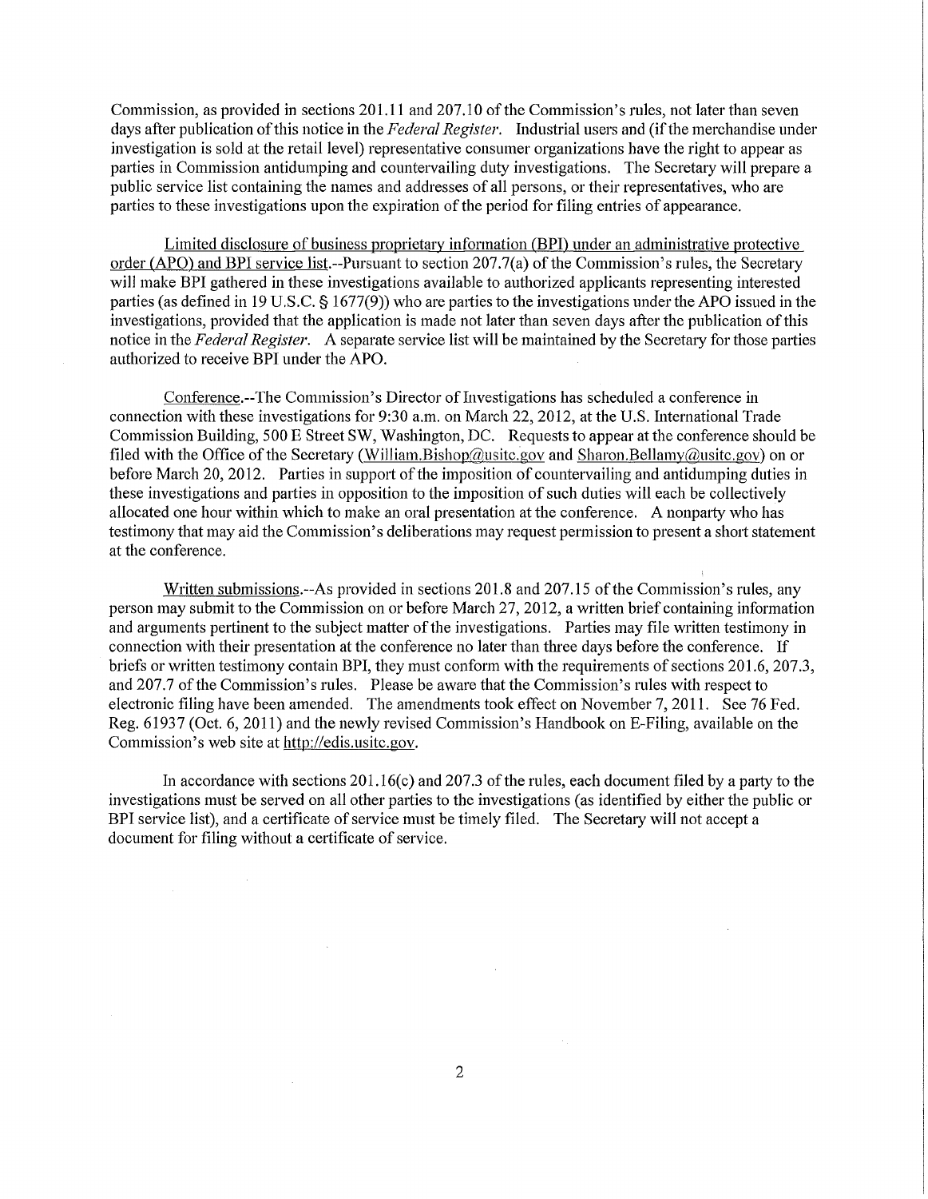Commission, as provided in sections 201.11 and 207.10 of the Commission's rules, not later than seven days after publication of this notice in the *Federal Register*. Industrial users and (if the merchandise under investigation is sold at the retail level) representative consumer organizations have the right to appear as parties in Commission antidumping and countervailing duty investigations. The Secretary will prepare a public service list containing the names and addresses of all persons, or their representatives, who are parties to these investigations upon the expiration of the period for filing entries of appearance.

Limited disclosure of business proprietary information (BPI) under an administrative protective order (APO) and BPI service list.--Pursuant to section 207.7(a) of the Commission's rules, the Secretary will make BPI gathered in these investigations available to authorized applicants representing interested parties (as defined in 19 U.S.C. § 1677(9)) who are parties to the investigations under the APO issued in the investigations, provided that the application is made not later than seven days after the publication of this notice in the *Federal Register*. A separate service list will be maintained by the Secretary for those parties authorized to receive BPI under the APO.

Conference.--The Commission's Director of Investigations has scheduled a conference in connection with these investigations for 9:30 a.m. on March 22, 2012, at the U.S. International Trade Commission Building, 500 E Street SW, Washington, DC. Requests to appear at the conference should be filed with the Office of the Secretary (William.Bishop@usitc.gov and Sharon.Bellamy@usitc.gov) on or before March 20, 2012. Parties in support of the imposition of countervailing and antidumping duties in these investigations and parties in opposition to the imposition of such duties will each be collectively allocated one hour within which to make an oral presentation at the conference. A nonparty who has testimony that may aid the Commission's deliberations may request permission to present a short statement at the conference.

Written submissions.--As provided in sections 201.8 and 207.15 of the Commission's rules, any person may submit to the Commission on or before March 27, 2012, a written brief containing information and arguments pertinent to the subject matter of the investigations. Parties may file written testimony in connection with their presentation at the conference no later than three days before the conference. If briefs or written testimony contain BPI, they must conform with the requirements of sections 201.6, 207.3, and 207.7 of the Commission's rules. Please be aware that the Commission's rules with respect to electronic filing have been amended. The amendments took effect on November 7, 2011. See 76 Fed. Reg. 61937 (Oct. 6, 2011) and the newly revised Commission's Handbook on E-Filing, available on the Commission's web site at http://edis.usitc.gov.

In accordance with sections 201.16(c) and 207.3 of the rules, each document filed by a party to the investigations must be served on all other parties to the investigations (as identified by either the public or BPI service list), and a certificate of service must be timely filed. The Secretary will not accept a document for filing without a certificate of service.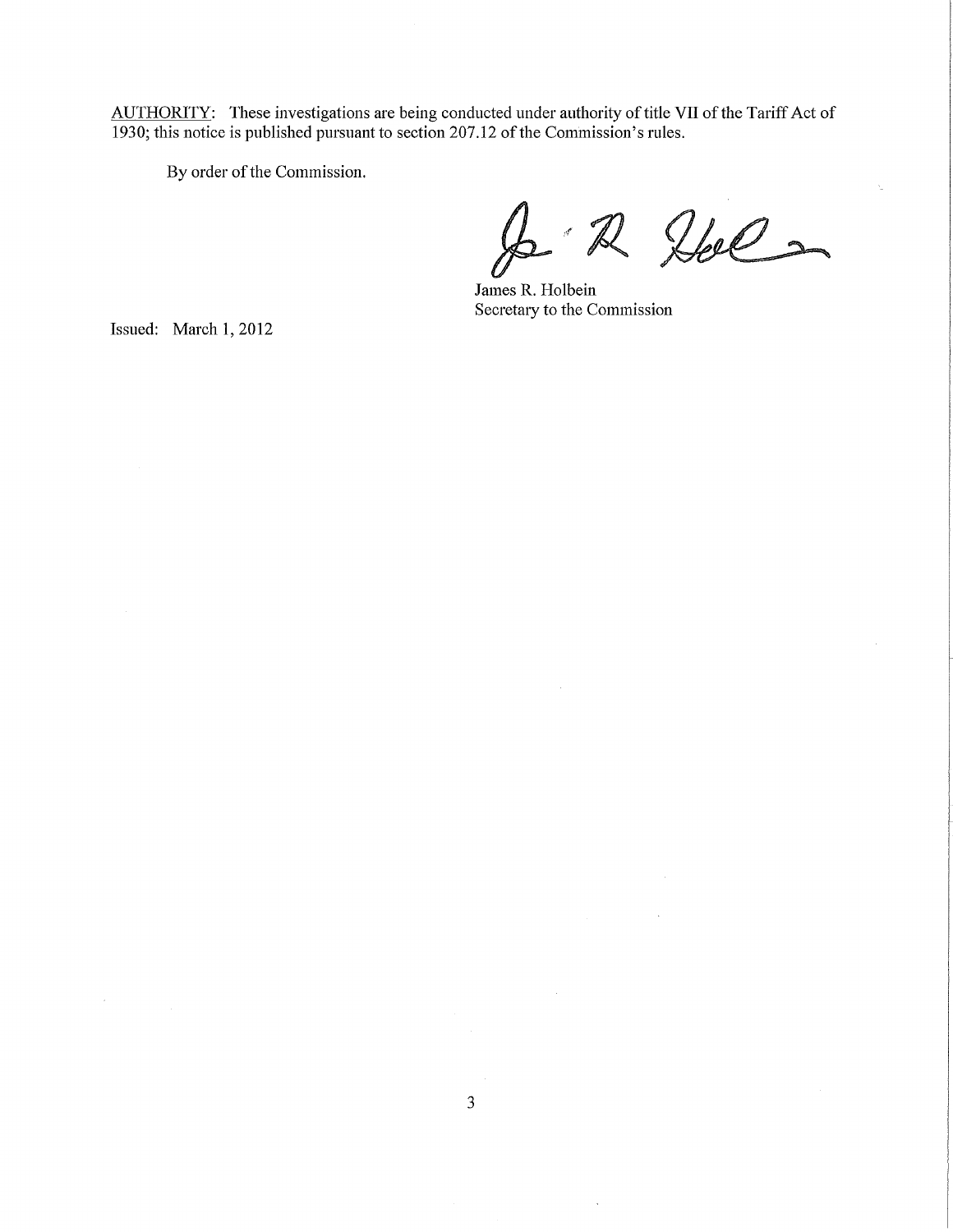<u>AUTHORITY</u>: These investigations are being conducted under authority of title VII of the Tariff Act of 1930; this notice is published pursuant to section 207.12 of the Commission's rules.

By order of the Commission.

James R. Holbein
Secretary to the Commission

Issued: March 1, 2012